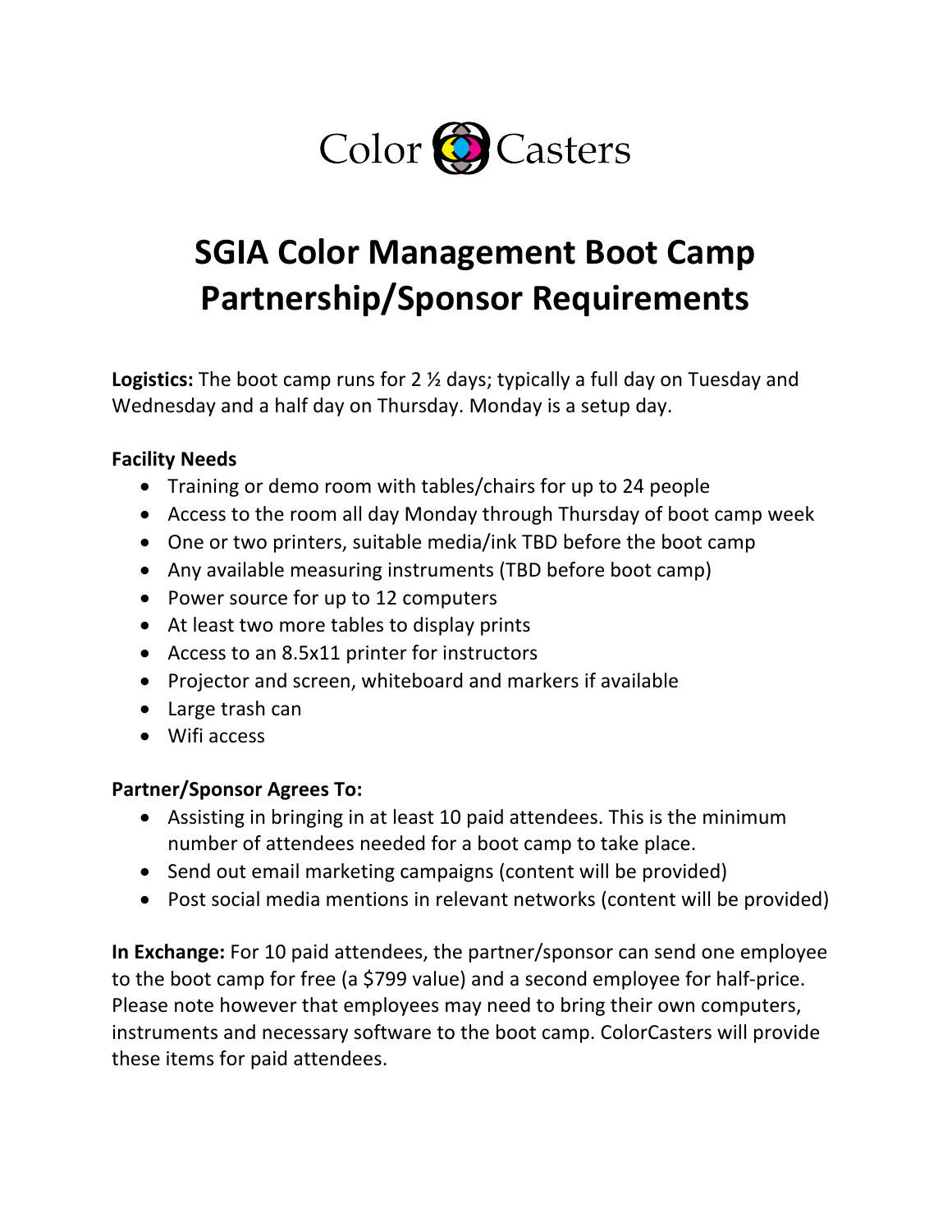Color Casters

# SGIA Color Management Boot Camp Partnership/Sponsor Requirements

**Logistics:** The boot camp runs for 2 ½ days; typically a full day on Tuesday and Wednesday and a half day on Thursday. Monday is a setup day.

**Facility Needs**

- Training or demo room with tables/chairs for up to 24 people
- Access to the room all day Monday through Thursday of boot camp week
- One or two printers, suitable media/ink TBD before the boot camp
- Any available measuring instruments (TBD before boot camp)
- Power source for up to 12 computers
- At least two more tables to display prints
- Access to an 8.5x11 printer for instructors
- Projector and screen, whiteboard and markers if available
- Large trash can
- Wifi access

**Partner/Sponsor Agrees To:**

- Assisting in bringing in at least 10 paid attendees. This is the minimum number of attendees needed for a boot camp to take place.
- Send out email marketing campaigns (content will be provided)
- Post social media mentions in relevant networks (content will be provided)

**In Exchange:** For 10 paid attendees, the partner/sponsor can send one employee to the boot camp for free (a $799 value) and a second employee for half-price. Please note however that employees may need to bring their own computers, instruments and necessary software to the boot camp. ColorCasters will provide these items for paid attendees.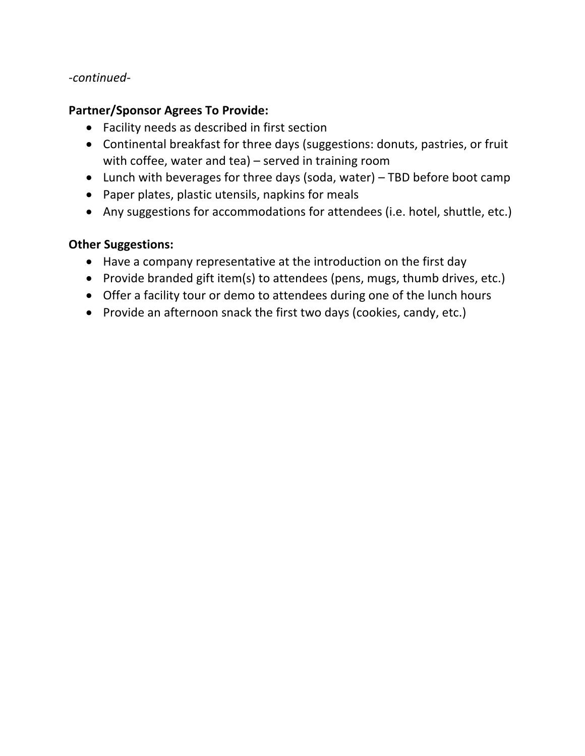*-continued-*

**Partner/Sponsor Agrees To Provide:**

- Facility needs as described in first section
- Continental breakfast for three days (suggestions: donuts, pastries, or fruit with coffee, water and tea) – served in training room
- Lunch with beverages for three days (soda, water) – TBD before boot camp
- Paper plates, plastic utensils, napkins for meals
- Any suggestions for accommodations for attendees (i.e. hotel, shuttle, etc.)

**Other Suggestions:**

- Have a company representative at the introduction on the first day
- Provide branded gift item(s) to attendees (pens, mugs, thumb drives, etc.)
- Offer a facility tour or demo to attendees during one of the lunch hours
- Provide an afternoon snack the first two days (cookies, candy, etc.)